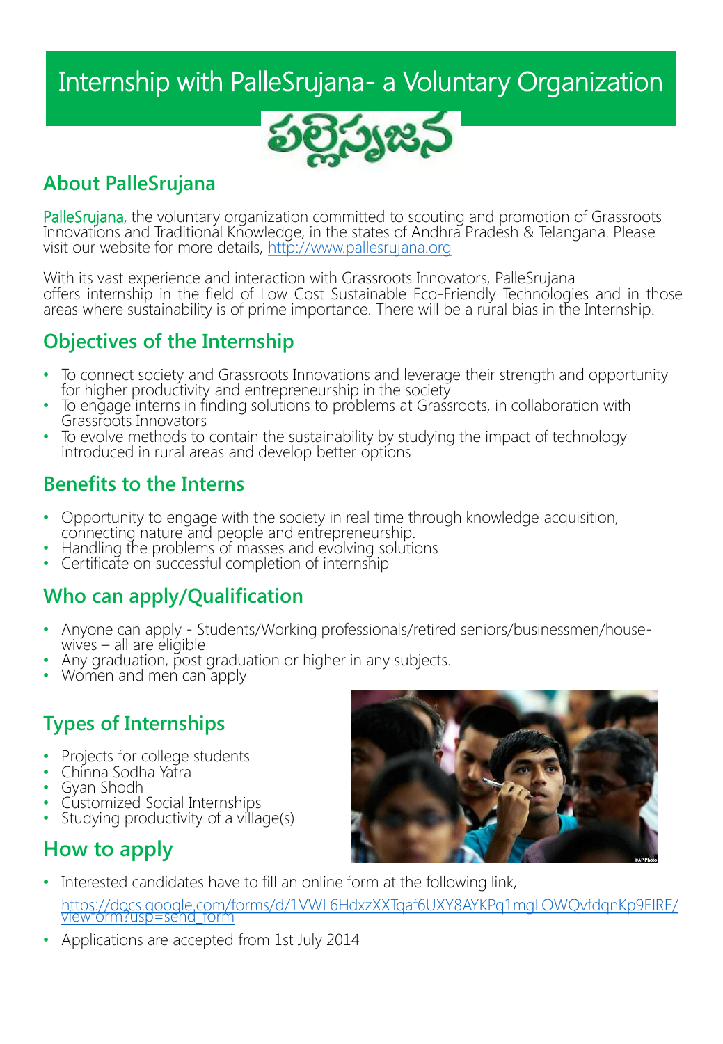# Internship with PalleSrujana- a Voluntary Organization

పల్లెసృజన

## About PalleSrujana

PalleSrujana, the voluntary organization committed to scouting and promotion of Grassroots Innovations and Traditional Knowledge, in the states of Andhra Pradesh & Telangana. Please visit our website for more details, http://www.pallesrujana.org

With its vast experience and interaction with Grassroots Innovators, PalleSrujana offers internship in the field of Low Cost Sustainable Eco-Friendly Technologies and in those areas where sustainability is of prime importance. There will be a rural bias in the Internship.

## Objectives of the Internship

- To connect society and Grassroots Innovations and leverage their strength and opportunity for higher productivity and entrepreneurship in the society
- To engage interns in finding solutions to problems at Grassroots, in collaboration with Grassroots Innovators
- To evolve methods to contain the sustainability by studying the impact of technology introduced in rural areas and develop better options

## Benefits to the Interns

- Opportunity to engage with the society in real time through knowledge acquisition, connecting nature and people and entrepreneurship.
- Handling the problems of masses and evolving solutions
- Certificate on successful completion of internship

## Who can apply/Qualification

- Anyone can apply - Students/Working professionals/retired seniors/businessmen/house-wives – all are eligible
- Any graduation, post graduation or higher in any subjects.
- Women and men can apply

## Types of Internships

- Projects for college students
- Chinna Sodha Yatra
- Gyan Shodh
- Customized Social Internships
- Studying productivity of a village(s)

## How to apply

- Interested candidates have to fill an online form at the following link, https://docs.google.com/forms/d/1VWL6HdxzXXTqaf6UXY8AYKPq1mgLOWQvfdqnKp9ElRE/viewform?usp=send_form
- Applications are accepted from 1st July 2014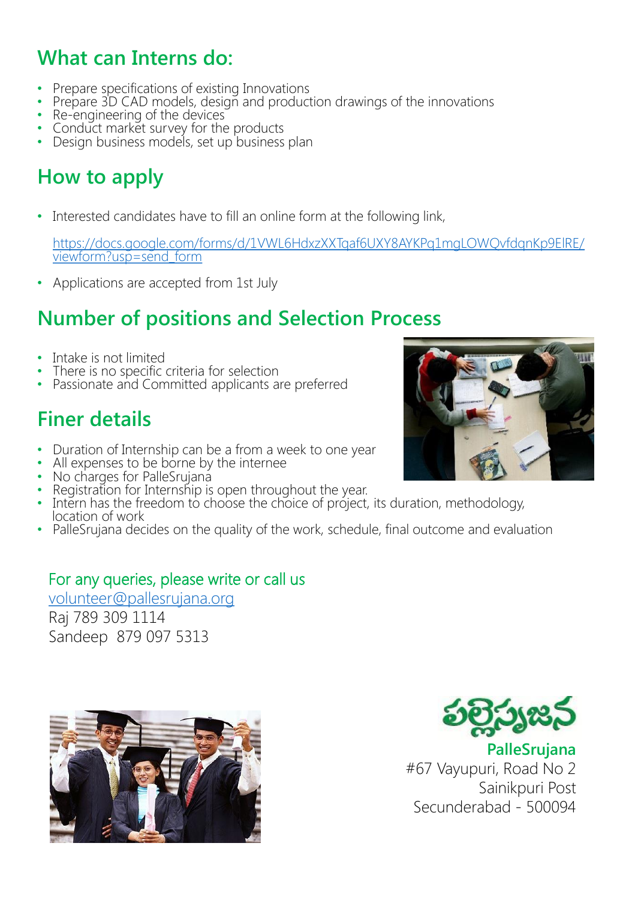## What can Interns do:

- Prepare specifications of existing Innovations
- Prepare 3D CAD models, design and production drawings of the innovations
- Re-engineering of the devices
- Conduct market survey for the products
- Design business models, set up business plan

## How to apply

- Interested candidates have to fill an online form at the following link,

  https://docs.google.com/forms/d/1VWL6HdxzXXTqaf6UXY8AYKPq1mgLOWQvfdqnKp9ElRE/viewform?usp=send_form

- Applications are accepted from 1st July

## Number of positions and Selection Process

- Intake is not limited
- There is no specific criteria for selection
- Passionate and Committed applicants are preferred

## Finer details

- Duration of Internship can be a from a week to one year
- All expenses to be borne by the internee
- No charges for PalleSrujana
- Registration for Internship is open throughout the year.
- Intern has the freedom to choose the choice of project, its duration, methodology, location of work
- PalleSrujana decides on the quality of the work, schedule, final outcome and evaluation

For any queries, please write or call us
volunteer@pallesrujana.org
Raj 789 309 1114
Sandeep 879 097 5313

పల్లెసృజన
**PalleSrujana**
#67 Vayupuri, Road No 2
Sainikpuri Post
Secunderabad - 500094